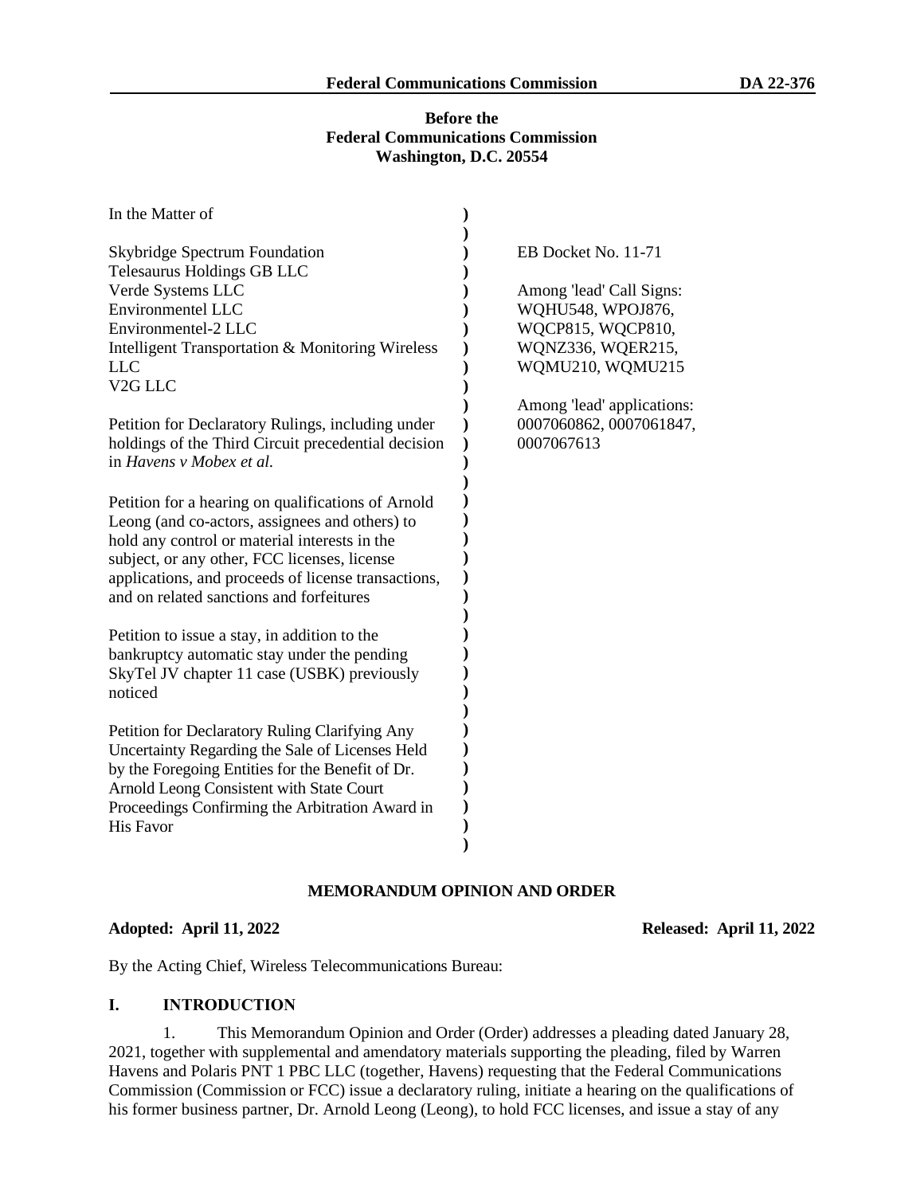**Before the**
**Federal Communications Commission**
**Washington, D.C. 20554**

| | | |
|---|---|---|
| In the Matter of | ) | |
| | ) | |
| Skybridge Spectrum Foundation | ) | EB Docket No. 11-71 |
| Telesaurus Holdings GB LLC | ) | |
| Verde Systems LLC | ) | Among 'lead' Call Signs: |
| Environmentel LLC | ) | WQHU548, WPOJ876, |
| Environmentel-2 LLC | ) | WQCP815, WQCP810, |
| Intelligent Transportation & Monitoring Wireless LLC | ) | WQNZ336, WQER215, |
| V2G LLC | ) | WQMU210, WQMU215 |
| | ) | |
| Petition for Declaratory Rulings, including under holdings of the Third Circuit precedential decision in *Havens v Mobex et al.* | ) | Among 'lead' applications: 0007060862, 0007061847, 0007067613 |
| | ) | |
| Petition for a hearing on qualifications of Arnold Leong (and co-actors, assignees and others) to hold any control or material interests in the subject, or any other, FCC licenses, license applications, and proceeds of license transactions, and on related sanctions and forfeitures | ) | |
| | ) | |
| Petition to issue a stay, in addition to the bankruptcy automatic stay under the pending SkyTel JV chapter 11 case (USBK) previously noticed | ) | |
| | ) | |
| Petition for Declaratory Ruling Clarifying Any Uncertainty Regarding the Sale of Licenses Held by the Foregoing Entities for the Benefit of Dr. Arnold Leong Consistent with State Court Proceedings Confirming the Arbitration Award in His Favor | ) | |

## MEMORANDUM OPINION AND ORDER

**Adopted: April 11, 2022** **Released: April 11, 2022**

By the Acting Chief, Wireless Telecommunications Bureau:

## I. INTRODUCTION

1. This Memorandum Opinion and Order (Order) addresses a pleading dated January 28, 2021, together with supplemental and amendatory materials supporting the pleading, filed by Warren Havens and Polaris PNT 1 PBC LLC (together, Havens) requesting that the Federal Communications Commission (Commission or FCC) issue a declaratory ruling, initiate a hearing on the qualifications of his former business partner, Dr. Arnold Leong (Leong), to hold FCC licenses, and issue a stay of any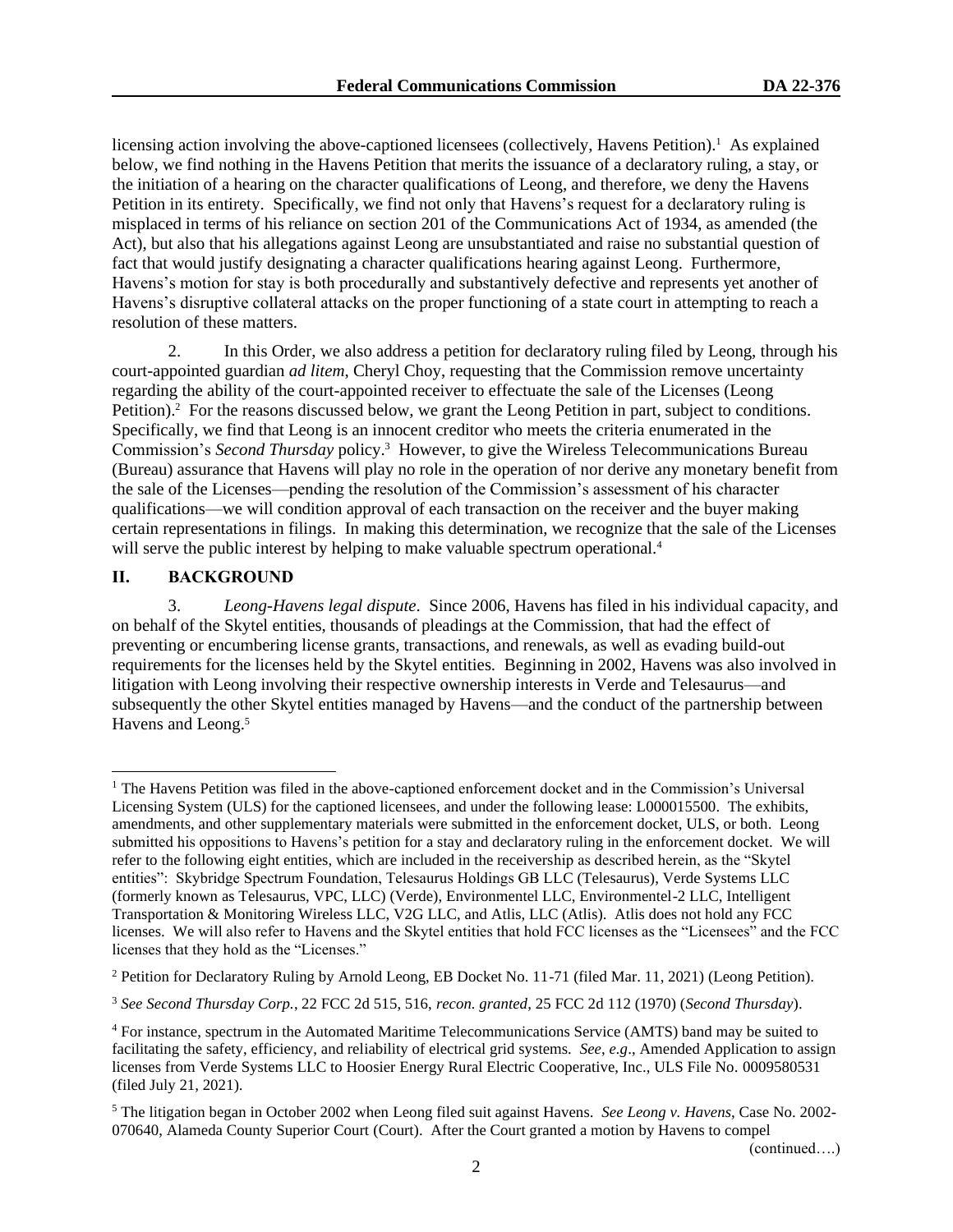licensing action involving the above-captioned licensees (collectively, Havens Petition).[1] As explained below, we find nothing in the Havens Petition that merits the issuance of a declaratory ruling, a stay, or the initiation of a hearing on the character qualifications of Leong, and therefore, we deny the Havens Petition in its entirety. Specifically, we find not only that Havens's request for a declaratory ruling is misplaced in terms of his reliance on section 201 of the Communications Act of 1934, as amended (the Act), but also that his allegations against Leong are unsubstantiated and raise no substantial question of fact that would justify designating a character qualifications hearing against Leong. Furthermore, Havens's motion for stay is both procedurally and substantively defective and represents yet another of Havens's disruptive collateral attacks on the proper functioning of a state court in attempting to reach a resolution of these matters.

2. In this Order, we also address a petition for declaratory ruling filed by Leong, through his court-appointed guardian *ad litem*, Cheryl Choy, requesting that the Commission remove uncertainty regarding the ability of the court-appointed receiver to effectuate the sale of the Licenses (Leong Petition).[2] For the reasons discussed below, we grant the Leong Petition in part, subject to conditions. Specifically, we find that Leong is an innocent creditor who meets the criteria enumerated in the Commission's *Second Thursday* policy.[3] However, to give the Wireless Telecommunications Bureau (Bureau) assurance that Havens will play no role in the operation of nor derive any monetary benefit from the sale of the Licenses—pending the resolution of the Commission's assessment of his character qualifications—we will condition approval of each transaction on the receiver and the buyer making certain representations in filings. In making this determination, we recognize that the sale of the Licenses will serve the public interest by helping to make valuable spectrum operational.[4]

## II. BACKGROUND

3. *Leong-Havens legal dispute*. Since 2006, Havens has filed in his individual capacity, and on behalf of the Skytel entities, thousands of pleadings at the Commission, that had the effect of preventing or encumbering license grants, transactions, and renewals, as well as evading build-out requirements for the licenses held by the Skytel entities. Beginning in 2002, Havens was also involved in litigation with Leong involving their respective ownership interests in Verde and Telesaurus—and subsequently the other Skytel entities managed by Havens—and the conduct of the partnership between Havens and Leong.[5]

---

[1] The Havens Petition was filed in the above-captioned enforcement docket and in the Commission's Universal Licensing System (ULS) for the captioned licensees, and under the following lease: L000015500. The exhibits, amendments, and other supplementary materials were submitted in the enforcement docket, ULS, or both. Leong submitted his oppositions to Havens's petition for a stay and declaratory ruling in the enforcement docket. We will refer to the following eight entities, which are included in the receivership as described herein, as the "Skytel entities": Skybridge Spectrum Foundation, Telesaurus Holdings GB LLC (Telesaurus), Verde Systems LLC (formerly known as Telesaurus, VPC, LLC) (Verde), Environmentel LLC, Environmentel-2 LLC, Intelligent Transportation & Monitoring Wireless LLC, V2G LLC, and Atlis, LLC (Atlis). Atlis does not hold any FCC licenses. We will also refer to Havens and the Skytel entities that hold FCC licenses as the "Licensees" and the FCC licenses that they hold as the "Licenses."

[2] Petition for Declaratory Ruling by Arnold Leong, EB Docket No. 11-71 (filed Mar. 11, 2021) (Leong Petition).

[3] *See Second Thursday Corp.*, 22 FCC 2d 515, 516, *recon. granted*, 25 FCC 2d 112 (1970) (*Second Thursday*).

[4] For instance, spectrum in the Automated Maritime Telecommunications Service (AMTS) band may be suited to facilitating the safety, efficiency, and reliability of electrical grid systems. *See*, *e.g*., Amended Application to assign licenses from Verde Systems LLC to Hoosier Energy Rural Electric Cooperative, Inc., ULS File No. 0009580531 (filed July 21, 2021).

[5] The litigation began in October 2002 when Leong filed suit against Havens. *See Leong v. Havens*, Case No. 2002-070640, Alameda County Superior Court (Court). After the Court granted a motion by Havens to compel

(continued….)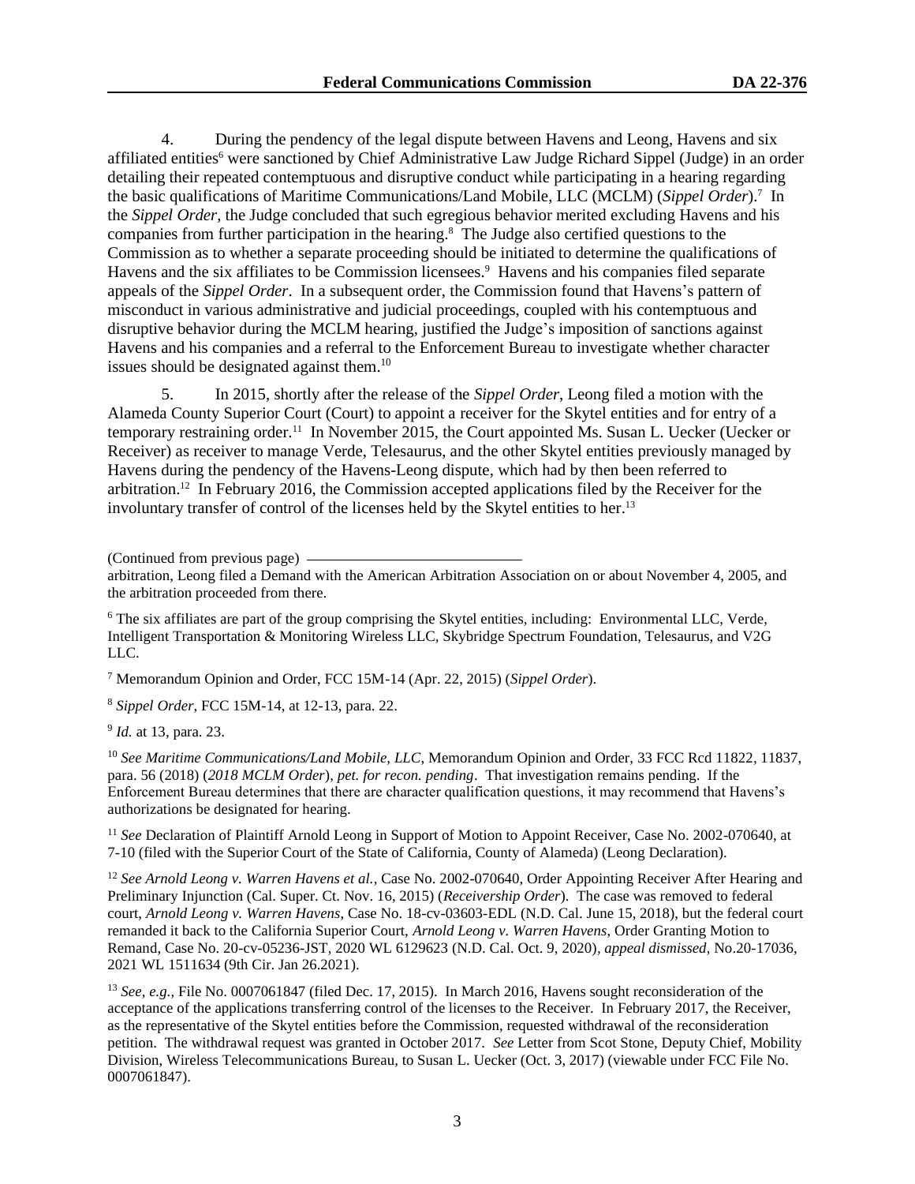4. During the pendency of the legal dispute between Havens and Leong, Havens and six affiliated entities[6] were sanctioned by Chief Administrative Law Judge Richard Sippel (Judge) in an order detailing their repeated contemptuous and disruptive conduct while participating in a hearing regarding the basic qualifications of Maritime Communications/Land Mobile, LLC (MCLM) (*Sippel Order*).[7] In the *Sippel Order*, the Judge concluded that such egregious behavior merited excluding Havens and his companies from further participation in the hearing.[8] The Judge also certified questions to the Commission as to whether a separate proceeding should be initiated to determine the qualifications of Havens and the six affiliates to be Commission licensees.[9] Havens and his companies filed separate appeals of the *Sippel Order*. In a subsequent order, the Commission found that Havens's pattern of misconduct in various administrative and judicial proceedings, coupled with his contemptuous and disruptive behavior during the MCLM hearing, justified the Judge's imposition of sanctions against Havens and his companies and a referral to the Enforcement Bureau to investigate whether character issues should be designated against them.[10]

5. In 2015, shortly after the release of the *Sippel Order*, Leong filed a motion with the Alameda County Superior Court (Court) to appoint a receiver for the Skytel entities and for entry of a temporary restraining order.[11] In November 2015, the Court appointed Ms. Susan L. Uecker (Uecker or Receiver) as receiver to manage Verde, Telesaurus, and the other Skytel entities previously managed by Havens during the pendency of the Havens-Leong dispute, which had by then been referred to arbitration.[12] In February 2016, the Commission accepted applications filed by the Receiver for the involuntary transfer of control of the licenses held by the Skytel entities to her.[13]

(Continued from previous page)

arbitration, Leong filed a Demand with the American Arbitration Association on or about November 4, 2005, and the arbitration proceeded from there.

[6] The six affiliates are part of the group comprising the Skytel entities, including: Environmental LLC, Verde, Intelligent Transportation & Monitoring Wireless LLC, Skybridge Spectrum Foundation, Telesaurus, and V2G LLC.

[7] Memorandum Opinion and Order, FCC 15M-14 (Apr. 22, 2015) (*Sippel Order*).

[8] *Sippel Order*, FCC 15M-14, at 12-13, para. 22.

[9] *Id.* at 13, para. 23.

[10] *See Maritime Communications/Land Mobile, LLC*, Memorandum Opinion and Order, 33 FCC Rcd 11822, 11837, para. 56 (2018) (*2018 MCLM Order*), *pet. for recon. pending*. That investigation remains pending. If the Enforcement Bureau determines that there are character qualification questions, it may recommend that Havens's authorizations be designated for hearing.

[11] *See* Declaration of Plaintiff Arnold Leong in Support of Motion to Appoint Receiver, Case No. 2002-070640, at 7-10 (filed with the Superior Court of the State of California, County of Alameda) (Leong Declaration).

[12] *See Arnold Leong v. Warren Havens et al.*, Case No. 2002-070640, Order Appointing Receiver After Hearing and Preliminary Injunction (Cal. Super. Ct. Nov. 16, 2015) (*Receivership Order*). The case was removed to federal court, *Arnold Leong v. Warren Havens*, Case No. 18-cv-03603-EDL (N.D. Cal. June 15, 2018), but the federal court remanded it back to the California Superior Court, *Arnold Leong v. Warren Havens*, Order Granting Motion to Remand, Case No. 20-cv-05236-JST, 2020 WL 6129623 (N.D. Cal. Oct. 9, 2020), *appeal dismissed*, No.20-17036, 2021 WL 1511634 (9th Cir. Jan 26.2021).

[13] *See, e.g.*, File No. 0007061847 (filed Dec. 17, 2015). In March 2016, Havens sought reconsideration of the acceptance of the applications transferring control of the licenses to the Receiver. In February 2017, the Receiver, as the representative of the Skytel entities before the Commission, requested withdrawal of the reconsideration petition. The withdrawal request was granted in October 2017. *See* Letter from Scot Stone, Deputy Chief, Mobility Division, Wireless Telecommunications Bureau, to Susan L. Uecker (Oct. 3, 2017) (viewable under FCC File No. 0007061847).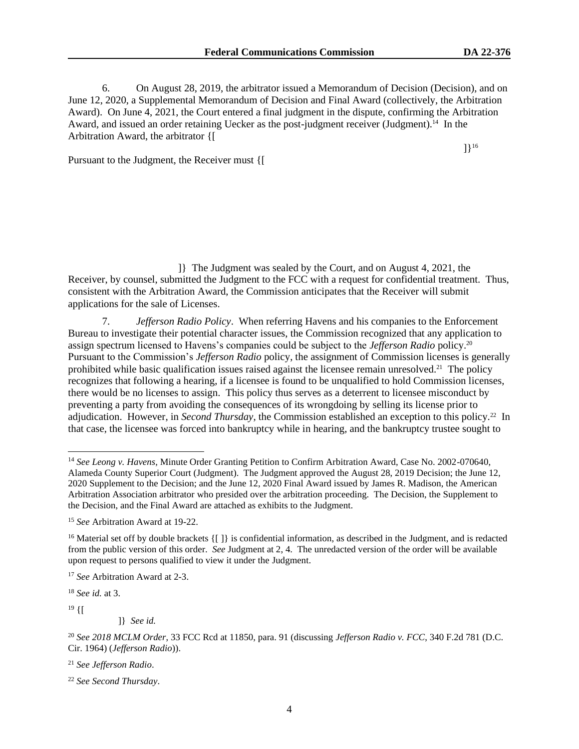6. On August 28, 2019, the arbitrator issued a Memorandum of Decision (Decision), and on June 12, 2020, a Supplemental Memorandum of Decision and Final Award (collectively, the Arbitration Award). On June 4, 2021, the Court entered a final judgment in the dispute, confirming the Arbitration Award, and issued an order retaining Uecker as the post-judgment receiver (Judgment).[14] In the Arbitration Award, the arbitrator {[

]}[16]

Pursuant to the Judgment, the Receiver must {[

]} The Judgment was sealed by the Court, and on August 4, 2021, the Receiver, by counsel, submitted the Judgment to the FCC with a request for confidential treatment. Thus, consistent with the Arbitration Award, the Commission anticipates that the Receiver will submit applications for the sale of Licenses.

7. *Jefferson Radio Policy*. When referring Havens and his companies to the Enforcement Bureau to investigate their potential character issues, the Commission recognized that any application to assign spectrum licensed to Havens's companies could be subject to the *Jefferson Radio* policy.[20] Pursuant to the Commission's *Jefferson Radio* policy, the assignment of Commission licenses is generally prohibited while basic qualification issues raised against the licensee remain unresolved.[21] The policy recognizes that following a hearing, if a licensee is found to be unqualified to hold Commission licenses, there would be no licenses to assign. This policy thus serves as a deterrent to licensee misconduct by preventing a party from avoiding the consequences of its wrongdoing by selling its license prior to adjudication. However, in *Second Thursday*, the Commission established an exception to this policy.[22] In that case, the licensee was forced into bankruptcy while in hearing, and the bankruptcy trustee sought to

---

[14] *See Leong v. Havens*, Minute Order Granting Petition to Confirm Arbitration Award, Case No. 2002-070640, Alameda County Superior Court (Judgment). The Judgment approved the August 28, 2019 Decision; the June 12, 2020 Supplement to the Decision; and the June 12, 2020 Final Award issued by James R. Madison, the American Arbitration Association arbitrator who presided over the arbitration proceeding. The Decision, the Supplement to the Decision, and the Final Award are attached as exhibits to the Judgment.

[15] *See* Arbitration Award at 19-22.

[16] Material set off by double brackets {[ ]} is confidential information, as described in the Judgment, and is redacted from the public version of this order. *See* Judgment at 2, 4. The unredacted version of the order will be available upon request to persons qualified to view it under the Judgment.

[17] *See* Arbitration Award at 2-3.

[18] *See id.* at 3.

[19] {[

]} *See id.*

[20] *See 2018 MCLM Order*, 33 FCC Rcd at 11850, para. 91 (discussing *Jefferson Radio v. FCC*, 340 F.2d 781 (D.C. Cir. 1964) (*Jefferson Radio*)).

[21] *See Jefferson Radio*.

[22] *See Second Thursday*.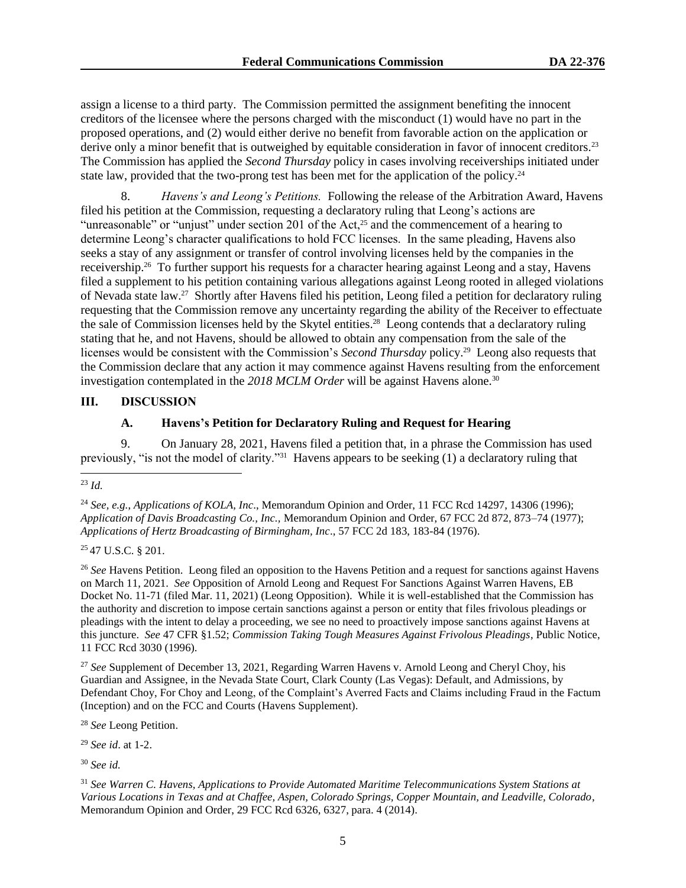assign a license to a third party. The Commission permitted the assignment benefiting the innocent creditors of the licensee where the persons charged with the misconduct (1) would have no part in the proposed operations, and (2) would either derive no benefit from favorable action on the application or derive only a minor benefit that is outweighed by equitable consideration in favor of innocent creditors.[23] The Commission has applied the *Second Thursday* policy in cases involving receiverships initiated under state law, provided that the two-prong test has been met for the application of the policy.[24]

8. *Havens's and Leong's Petitions.* Following the release of the Arbitration Award, Havens filed his petition at the Commission, requesting a declaratory ruling that Leong's actions are "unreasonable" or "unjust" under section 201 of the Act,[25] and the commencement of a hearing to determine Leong's character qualifications to hold FCC licenses. In the same pleading, Havens also seeks a stay of any assignment or transfer of control involving licenses held by the companies in the receivership.[26] To further support his requests for a character hearing against Leong and a stay, Havens filed a supplement to his petition containing various allegations against Leong rooted in alleged violations of Nevada state law.[27] Shortly after Havens filed his petition, Leong filed a petition for declaratory ruling requesting that the Commission remove any uncertainty regarding the ability of the Receiver to effectuate the sale of Commission licenses held by the Skytel entities.[28] Leong contends that a declaratory ruling stating that he, and not Havens, should be allowed to obtain any compensation from the sale of the licenses would be consistent with the Commission's *Second Thursday* policy.[29] Leong also requests that the Commission declare that any action it may commence against Havens resulting from the enforcement investigation contemplated in the *2018 MCLM Order* will be against Havens alone.[30]

## III. DISCUSSION

### A. Havens's Petition for Declaratory Ruling and Request for Hearing

9. On January 28, 2021, Havens filed a petition that, in a phrase the Commission has used previously, "is not the model of clarity."[31] Havens appears to be seeking (1) a declaratory ruling that

---

[23] *Id.*

[24] *See, e.g., Applications of KOLA, Inc*., Memorandum Opinion and Order, 11 FCC Rcd 14297, 14306 (1996); *Application of Davis Broadcasting Co., Inc.,* Memorandum Opinion and Order, 67 FCC 2d 872, 873–74 (1977); *Applications of Hertz Broadcasting of Birmingham, Inc*., 57 FCC 2d 183, 183-84 (1976).

[25] 47 U.S.C. § 201.

[26] *See* Havens Petition. Leong filed an opposition to the Havens Petition and a request for sanctions against Havens on March 11, 2021. *See* Opposition of Arnold Leong and Request For Sanctions Against Warren Havens, EB Docket No. 11-71 (filed Mar. 11, 2021) (Leong Opposition). While it is well-established that the Commission has the authority and discretion to impose certain sanctions against a person or entity that files frivolous pleadings or pleadings with the intent to delay a proceeding, we see no need to proactively impose sanctions against Havens at this juncture. *See* 47 CFR §1.52; *Commission Taking Tough Measures Against Frivolous Pleadings*, Public Notice, 11 FCC Rcd 3030 (1996).

[27] *See* Supplement of December 13, 2021, Regarding Warren Havens v. Arnold Leong and Cheryl Choy, his Guardian and Assignee, in the Nevada State Court, Clark County (Las Vegas): Default, and Admissions, by Defendant Choy, For Choy and Leong, of the Complaint's Averred Facts and Claims including Fraud in the Factum (Inception) and on the FCC and Courts (Havens Supplement).

[28] *See* Leong Petition.

[29] *See id*. at 1-2.

[30] *See id.*

[31] *See Warren C. Havens, Applications to Provide Automated Maritime Telecommunications System Stations at Various Locations in Texas and at Chaffee, Aspen, Colorado Springs, Copper Mountain, and Leadville, Colorado*, Memorandum Opinion and Order, 29 FCC Rcd 6326, 6327, para. 4 (2014).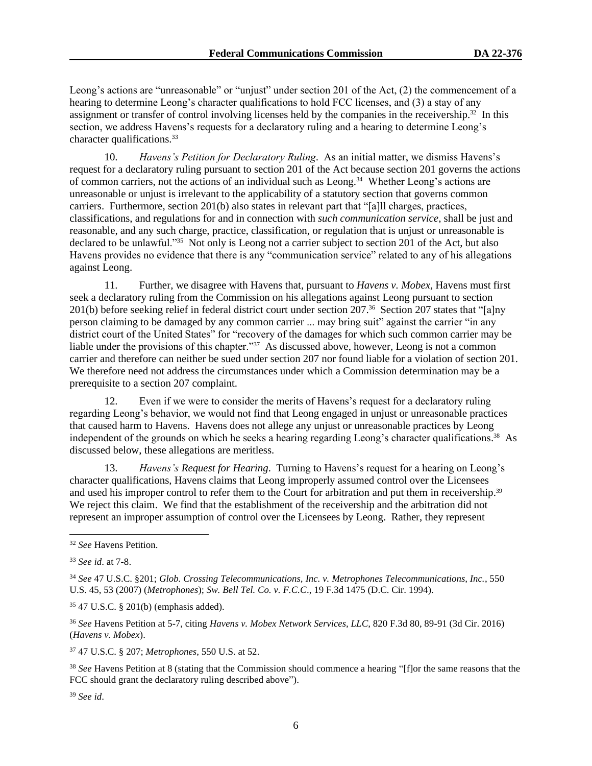Leong's actions are "unreasonable" or "unjust" under section 201 of the Act, (2) the commencement of a hearing to determine Leong's character qualifications to hold FCC licenses, and (3) a stay of any assignment or transfer of control involving licenses held by the companies in the receivership.[32] In this section, we address Havens's requests for a declaratory ruling and a hearing to determine Leong's character qualifications.[33]

10. *Havens's Petition for Declaratory Ruling*. As an initial matter, we dismiss Havens's request for a declaratory ruling pursuant to section 201 of the Act because section 201 governs the actions of common carriers, not the actions of an individual such as Leong.[34] Whether Leong's actions are unreasonable or unjust is irrelevant to the applicability of a statutory section that governs common carriers. Furthermore, section 201(b) also states in relevant part that "[a]ll charges, practices, classifications, and regulations for and in connection with *such communication service*, shall be just and reasonable, and any such charge, practice, classification, or regulation that is unjust or unreasonable is declared to be unlawful."[35] Not only is Leong not a carrier subject to section 201 of the Act, but also Havens provides no evidence that there is any "communication service" related to any of his allegations against Leong.

11. Further, we disagree with Havens that, pursuant to *Havens v. Mobex*, Havens must first seek a declaratory ruling from the Commission on his allegations against Leong pursuant to section 201(b) before seeking relief in federal district court under section 207.[36] Section 207 states that "[a]ny person claiming to be damaged by any common carrier ... may bring suit" against the carrier "in any district court of the United States" for "recovery of the damages for which such common carrier may be liable under the provisions of this chapter."[37] As discussed above, however, Leong is not a common carrier and therefore can neither be sued under section 207 nor found liable for a violation of section 201. We therefore need not address the circumstances under which a Commission determination may be a prerequisite to a section 207 complaint.

12. Even if we were to consider the merits of Havens's request for a declaratory ruling regarding Leong's behavior, we would not find that Leong engaged in unjust or unreasonable practices that caused harm to Havens. Havens does not allege any unjust or unreasonable practices by Leong independent of the grounds on which he seeks a hearing regarding Leong's character qualifications.[38] As discussed below, these allegations are meritless.

13. *Havens's Request for Hearing*. Turning to Havens's request for a hearing on Leong's character qualifications, Havens claims that Leong improperly assumed control over the Licensees and used his improper control to refer them to the Court for arbitration and put them in receivership.[39] We reject this claim. We find that the establishment of the receivership and the arbitration did not represent an improper assumption of control over the Licensees by Leong. Rather, they represent

---

[32] *See* Havens Petition.

[33] *See id*. at 7-8.

[34] *See* 47 U.S.C. §201; *Glob. Crossing Telecommunications, Inc. v. Metrophones Telecommunications, Inc.*, 550 U.S. 45, 53 (2007) (*Metrophones*); *Sw. Bell Tel. Co. v. F.C.C*., 19 F.3d 1475 (D.C. Cir. 1994).

[35] 47 U.S.C. § 201(b) (emphasis added).

[36] *See* Havens Petition at 5-7, citing *Havens v. Mobex Network Services, LLC*, 820 F.3d 80, 89-91 (3d Cir. 2016) (*Havens v. Mobex*).

[37] 47 U.S.C. § 207; *Metrophones*, 550 U.S. at 52.

[38] *See* Havens Petition at 8 (stating that the Commission should commence a hearing "[f]or the same reasons that the FCC should grant the declaratory ruling described above").

[39] *See id*.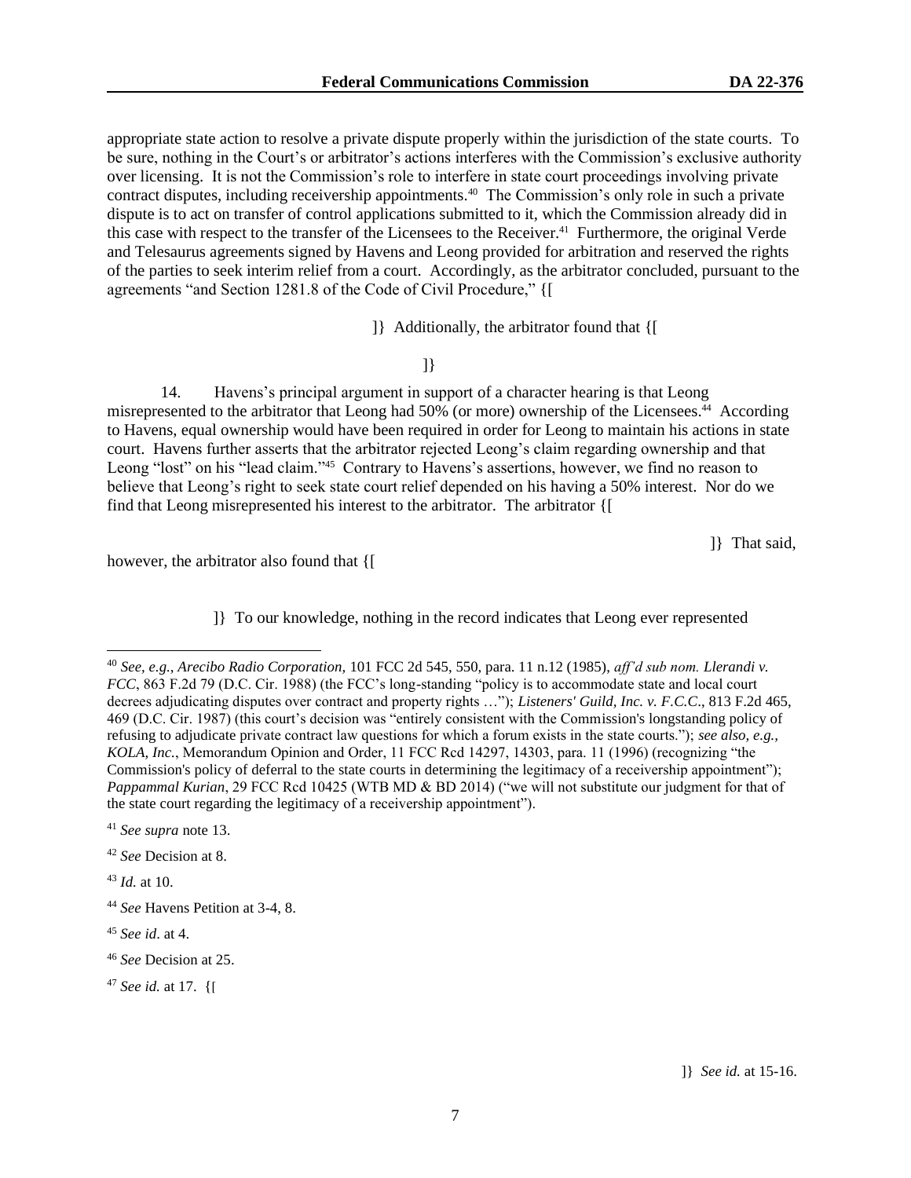appropriate state action to resolve a private dispute properly within the jurisdiction of the state courts. To be sure, nothing in the Court's or arbitrator's actions interferes with the Commission's exclusive authority over licensing. It is not the Commission's role to interfere in state court proceedings involving private contract disputes, including receivership appointments.[40] The Commission's only role in such a private dispute is to act on transfer of control applications submitted to it, which the Commission already did in this case with respect to the transfer of the Licensees to the Receiver.[41] Furthermore, the original Verde and Telesaurus agreements signed by Havens and Leong provided for arbitration and reserved the rights of the parties to seek interim relief from a court. Accordingly, as the arbitrator concluded, pursuant to the agreements "and Section 1281.8 of the Code of Civil Procedure," {[

]} Additionally, the arbitrator found that {[

]}

14. Havens's principal argument in support of a character hearing is that Leong misrepresented to the arbitrator that Leong had 50% (or more) ownership of the Licensees.[44] According to Havens, equal ownership would have been required in order for Leong to maintain his actions in state court. Havens further asserts that the arbitrator rejected Leong's claim regarding ownership and that Leong "lost" on his "lead claim."[45] Contrary to Havens's assertions, however, we find no reason to believe that Leong's right to seek state court relief depended on his having a 50% interest. Nor do we find that Leong misrepresented his interest to the arbitrator. The arbitrator {[

]} That said, however, the arbitrator also found that {[

]} To our knowledge, nothing in the record indicates that Leong ever represented

---

[40] *See, e.g., Arecibo Radio Corporation,* 101 FCC 2d 545, 550, para. 11 n.12 (1985), *aff'd sub nom. Llerandi v. FCC*, 863 F.2d 79 (D.C. Cir. 1988) (the FCC's long-standing "policy is to accommodate state and local court decrees adjudicating disputes over contract and property rights …"); *Listeners' Guild, Inc. v. F.C.C*., 813 F.2d 465, 469 (D.C. Cir. 1987) (this court's decision was "entirely consistent with the Commission's longstanding policy of refusing to adjudicate private contract law questions for which a forum exists in the state courts."); *see also, e.g., KOLA, Inc.*, Memorandum Opinion and Order, 11 FCC Rcd 14297, 14303, para. 11 (1996) (recognizing "the Commission's policy of deferral to the state courts in determining the legitimacy of a receivership appointment"); *Pappammal Kurian*, 29 FCC Rcd 10425 (WTB MD & BD 2014) ("we will not substitute our judgment for that of the state court regarding the legitimacy of a receivership appointment").

[41] *See supra* note 13.

[42] *See* Decision at 8.

[43] *Id.* at 10.

[44] *See* Havens Petition at 3-4, 8.

[45] *See id*. at 4.

[46] *See* Decision at 25.

[47] *See id.* at 17. {[

]} *See id.* at 15-16.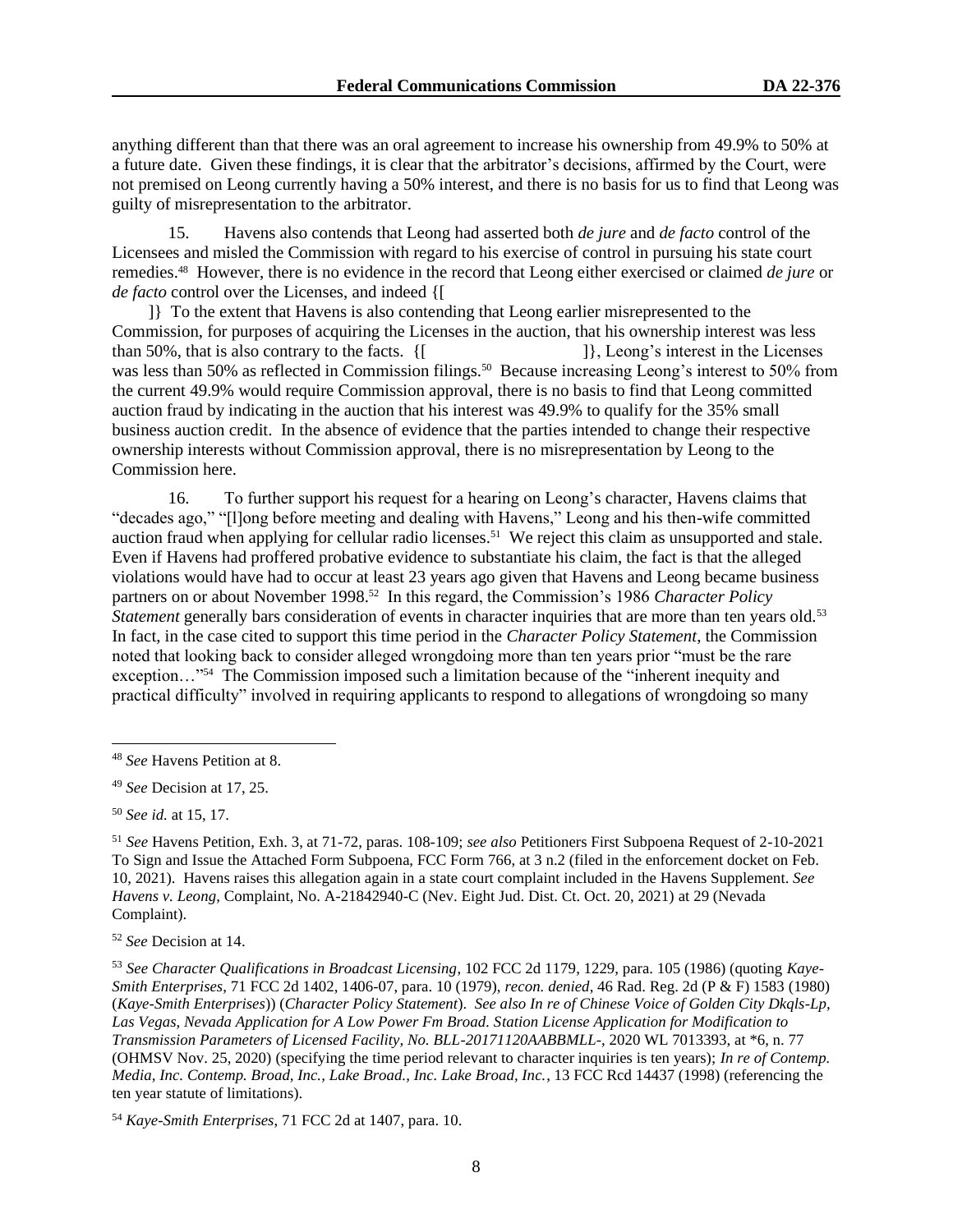anything different than that there was an oral agreement to increase his ownership from 49.9% to 50% at a future date. Given these findings, it is clear that the arbitrator's decisions, affirmed by the Court, were not premised on Leong currently having a 50% interest, and there is no basis for us to find that Leong was guilty of misrepresentation to the arbitrator.

15. Havens also contends that Leong had asserted both *de jure* and *de facto* control of the Licensees and misled the Commission with regard to his exercise of control in pursuing his state court remedies.[48] However, there is no evidence in the record that Leong either exercised or claimed *de jure* or *de facto* control over the Licenses, and indeed {[ ]} To the extent that Havens is also contending that Leong earlier misrepresented to the Commission, for purposes of acquiring the Licenses in the auction, that his ownership interest was less than 50%, that is also contrary to the facts. {[ ]}, Leong's interest in the Licenses was less than 50% as reflected in Commission filings.[50] Because increasing Leong's interest to 50% from the current 49.9% would require Commission approval, there is no basis to find that Leong committed auction fraud by indicating in the auction that his interest was 49.9% to qualify for the 35% small business auction credit. In the absence of evidence that the parties intended to change their respective ownership interests without Commission approval, there is no misrepresentation by Leong to the Commission here.

16. To further support his request for a hearing on Leong's character, Havens claims that "decades ago," "[l]ong before meeting and dealing with Havens," Leong and his then-wife committed auction fraud when applying for cellular radio licenses.[51] We reject this claim as unsupported and stale. Even if Havens had proffered probative evidence to substantiate his claim, the fact is that the alleged violations would have had to occur at least 23 years ago given that Havens and Leong became business partners on or about November 1998.[52] In this regard, the Commission's 1986 *Character Policy Statement* generally bars consideration of events in character inquiries that are more than ten years old.[53] In fact, in the case cited to support this time period in the *Character Policy Statement*, the Commission noted that looking back to consider alleged wrongdoing more than ten years prior "must be the rare exception…"[54] The Commission imposed such a limitation because of the "inherent inequity and practical difficulty" involved in requiring applicants to respond to allegations of wrongdoing so many

---

[48] *See* Havens Petition at 8.

[49] *See* Decision at 17, 25.

[50] *See id.* at 15, 17.

[51] *See* Havens Petition, Exh. 3, at 71-72, paras. 108-109; *see also* Petitioners First Subpoena Request of 2-10-2021 To Sign and Issue the Attached Form Subpoena, FCC Form 766, at 3 n.2 (filed in the enforcement docket on Feb. 10, 2021). Havens raises this allegation again in a state court complaint included in the Havens Supplement. *See Havens v. Leong*, Complaint, No. A-21842940-C (Nev. Eight Jud. Dist. Ct. Oct. 20, 2021) at 29 (Nevada Complaint).

[52] *See* Decision at 14.

[53] *See Character Qualifications in Broadcast Licensing*, 102 FCC 2d 1179, 1229, para. 105 (1986) (quoting *Kaye-Smith Enterprises*, 71 FCC 2d 1402, 1406-07, para. 10 (1979), *recon. denied*, 46 Rad. Reg. 2d (P & F) 1583 (1980) (*Kaye-Smith Enterprises*)) (*Character Policy Statement*). *See also In re of Chinese Voice of Golden City Dkqls-Lp, Las Vegas, Nevada Application for A Low Power Fm Broad. Station License Application for Modification to Transmission Parameters of Licensed Facility, No. BLL-20171120AABBMLL-*, 2020 WL 7013393, at *6, n. 77 (OHMSV Nov. 25, 2020) (specifying the time period relevant to character inquiries is ten years); *In re of Contemp. Media, Inc. Contemp. Broad, Inc., Lake Broad., Inc. Lake Broad, Inc.*, 13 FCC Rcd 14437 (1998) (referencing the ten year statute of limitations).

[54] *Kaye-Smith Enterprises*, 71 FCC 2d at 1407, para. 10.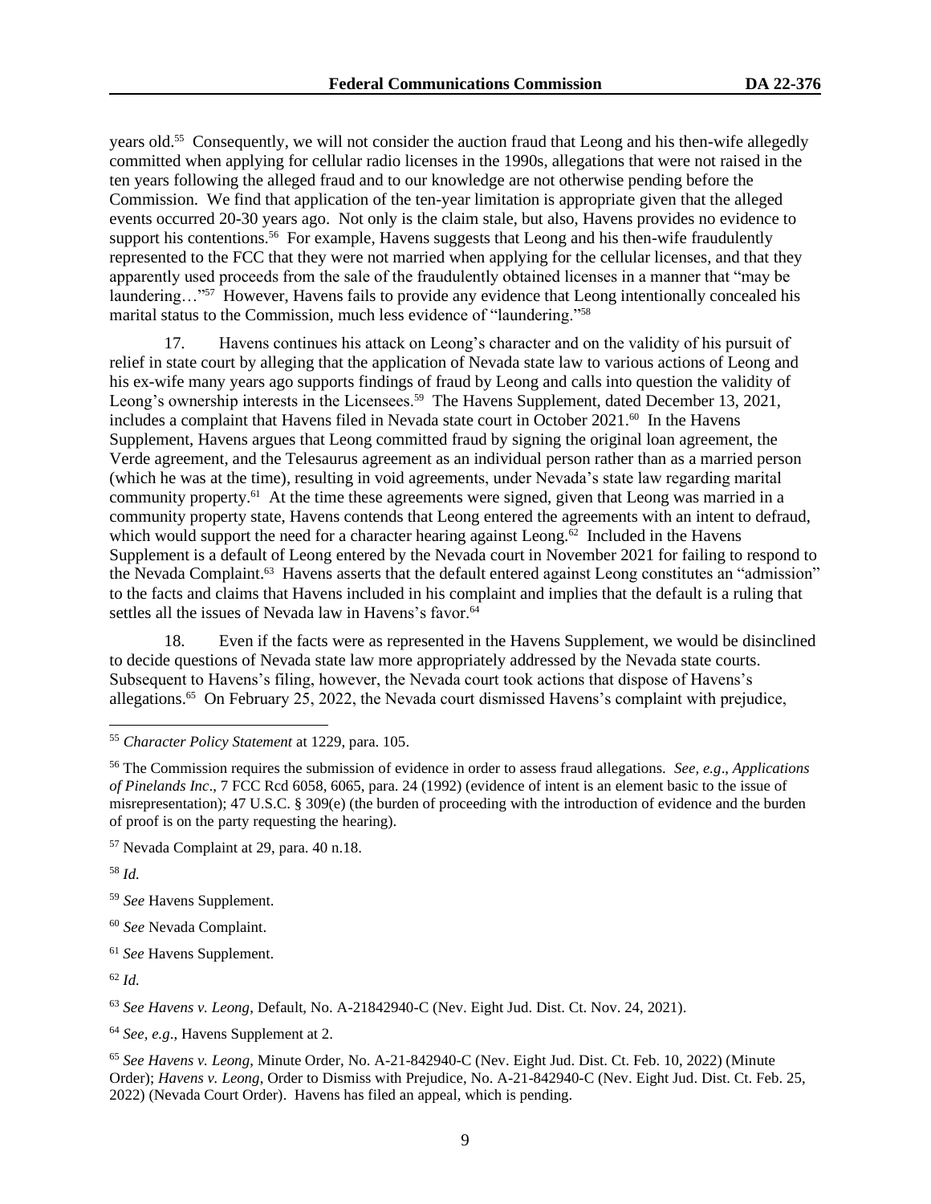years old.[55] Consequently, we will not consider the auction fraud that Leong and his then-wife allegedly committed when applying for cellular radio licenses in the 1990s, allegations that were not raised in the ten years following the alleged fraud and to our knowledge are not otherwise pending before the Commission. We find that application of the ten-year limitation is appropriate given that the alleged events occurred 20-30 years ago. Not only is the claim stale, but also, Havens provides no evidence to support his contentions.[56] For example, Havens suggests that Leong and his then-wife fraudulently represented to the FCC that they were not married when applying for the cellular licenses, and that they apparently used proceeds from the sale of the fraudulently obtained licenses in a manner that "may be laundering…"[57] However, Havens fails to provide any evidence that Leong intentionally concealed his marital status to the Commission, much less evidence of "laundering."[58]

17. Havens continues his attack on Leong's character and on the validity of his pursuit of relief in state court by alleging that the application of Nevada state law to various actions of Leong and his ex-wife many years ago supports findings of fraud by Leong and calls into question the validity of Leong's ownership interests in the Licensees.[59] The Havens Supplement, dated December 13, 2021, includes a complaint that Havens filed in Nevada state court in October 2021.[60] In the Havens Supplement, Havens argues that Leong committed fraud by signing the original loan agreement, the Verde agreement, and the Telesaurus agreement as an individual person rather than as a married person (which he was at the time), resulting in void agreements, under Nevada's state law regarding marital community property.[61] At the time these agreements were signed, given that Leong was married in a community property state, Havens contends that Leong entered the agreements with an intent to defraud, which would support the need for a character hearing against Leong.[62] Included in the Havens Supplement is a default of Leong entered by the Nevada court in November 2021 for failing to respond to the Nevada Complaint.[63] Havens asserts that the default entered against Leong constitutes an "admission" to the facts and claims that Havens included in his complaint and implies that the default is a ruling that settles all the issues of Nevada law in Havens's favor.[64]

18. Even if the facts were as represented in the Havens Supplement, we would be disinclined to decide questions of Nevada state law more appropriately addressed by the Nevada state courts. Subsequent to Havens's filing, however, the Nevada court took actions that dispose of Havens's allegations.[65] On February 25, 2022, the Nevada court dismissed Havens's complaint with prejudice,

---

[55] *Character Policy Statement* at 1229, para. 105.

[56] The Commission requires the submission of evidence in order to assess fraud allegations. *See, e.g*., *Applications of Pinelands Inc*., 7 FCC Rcd 6058, 6065, para. 24 (1992) (evidence of intent is an element basic to the issue of misrepresentation); 47 U.S.C. § 309(e) (the burden of proceeding with the introduction of evidence and the burden of proof is on the party requesting the hearing).

[57] Nevada Complaint at 29, para. 40 n.18.

[58] *Id.*

[59] *See* Havens Supplement.

[60] *See* Nevada Complaint.

[61] *See* Havens Supplement.

[62] *Id.*

[63] *See Havens v. Leong*, Default, No. A-21842940-C (Nev. Eight Jud. Dist. Ct. Nov. 24, 2021).

[64] *See, e.g*., Havens Supplement at 2.

[65] *See Havens v. Leong*, Minute Order, No. A-21-842940-C (Nev. Eight Jud. Dist. Ct. Feb. 10, 2022) (Minute Order); *Havens v. Leong*, Order to Dismiss with Prejudice, No. A-21-842940-C (Nev. Eight Jud. Dist. Ct. Feb. 25, 2022) (Nevada Court Order). Havens has filed an appeal, which is pending.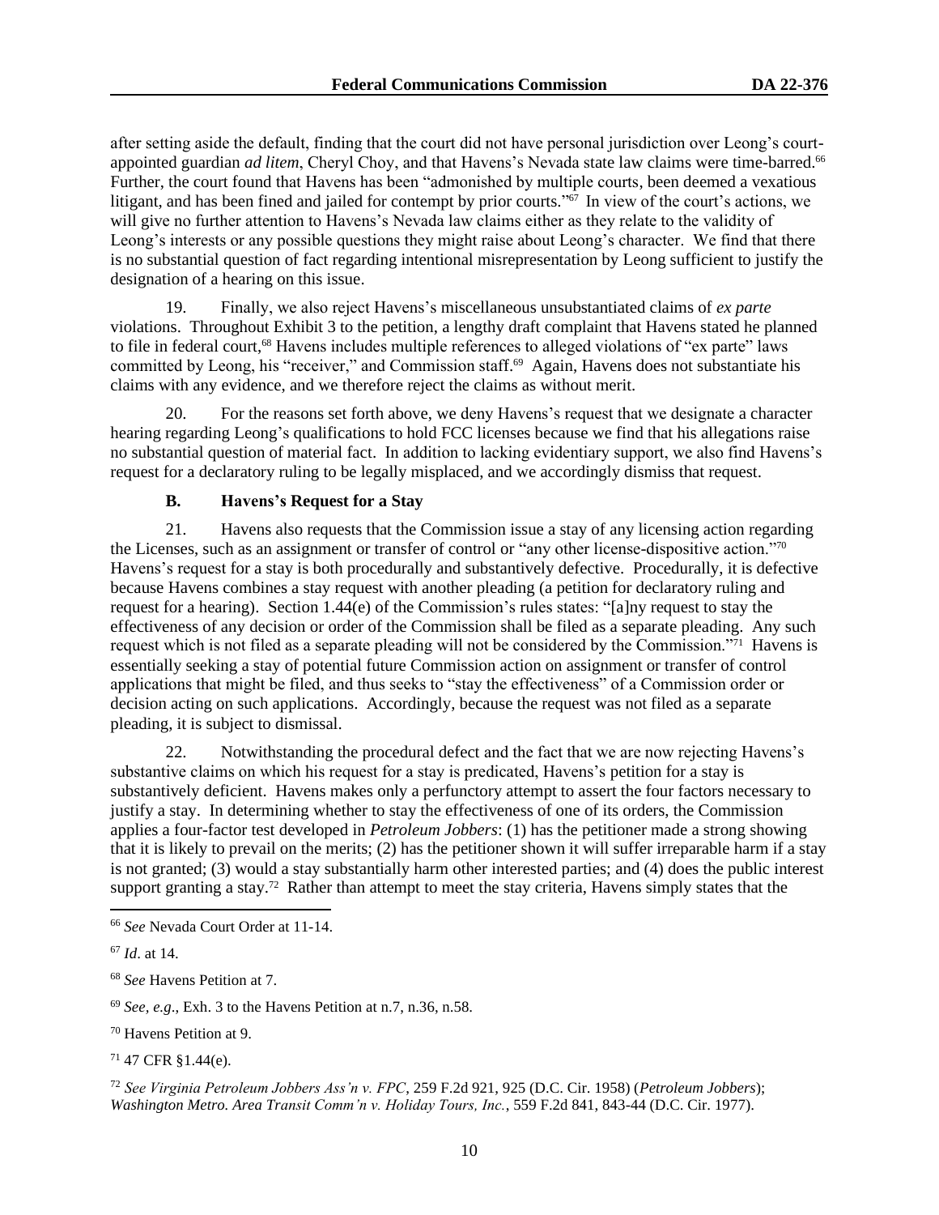after setting aside the default, finding that the court did not have personal jurisdiction over Leong's court-appointed guardian *ad litem*, Cheryl Choy, and that Havens's Nevada state law claims were time-barred.[66] Further, the court found that Havens has been "admonished by multiple courts, been deemed a vexatious litigant, and has been fined and jailed for contempt by prior courts."[67] In view of the court's actions, we will give no further attention to Havens's Nevada law claims either as they relate to the validity of Leong's interests or any possible questions they might raise about Leong's character. We find that there is no substantial question of fact regarding intentional misrepresentation by Leong sufficient to justify the designation of a hearing on this issue.

19. Finally, we also reject Havens's miscellaneous unsubstantiated claims of *ex parte* violations. Throughout Exhibit 3 to the petition, a lengthy draft complaint that Havens stated he planned to file in federal court,[68] Havens includes multiple references to alleged violations of "ex parte" laws committed by Leong, his "receiver," and Commission staff.[69] Again, Havens does not substantiate his claims with any evidence, and we therefore reject the claims as without merit.

20. For the reasons set forth above, we deny Havens's request that we designate a character hearing regarding Leong's qualifications to hold FCC licenses because we find that his allegations raise no substantial question of material fact. In addition to lacking evidentiary support, we also find Havens's request for a declaratory ruling to be legally misplaced, and we accordingly dismiss that request.

### B. Havens's Request for a Stay

21. Havens also requests that the Commission issue a stay of any licensing action regarding the Licenses, such as an assignment or transfer of control or "any other license-dispositive action."[70] Havens's request for a stay is both procedurally and substantively defective. Procedurally, it is defective because Havens combines a stay request with another pleading (a petition for declaratory ruling and request for a hearing). Section 1.44(e) of the Commission's rules states: "[a]ny request to stay the effectiveness of any decision or order of the Commission shall be filed as a separate pleading. Any such request which is not filed as a separate pleading will not be considered by the Commission."[71] Havens is essentially seeking a stay of potential future Commission action on assignment or transfer of control applications that might be filed, and thus seeks to "stay the effectiveness" of a Commission order or decision acting on such applications. Accordingly, because the request was not filed as a separate pleading, it is subject to dismissal.

22. Notwithstanding the procedural defect and the fact that we are now rejecting Havens's substantive claims on which his request for a stay is predicated, Havens's petition for a stay is substantively deficient. Havens makes only a perfunctory attempt to assert the four factors necessary to justify a stay. In determining whether to stay the effectiveness of one of its orders, the Commission applies a four-factor test developed in *Petroleum Jobbers*: (1) has the petitioner made a strong showing that it is likely to prevail on the merits; (2) has the petitioner shown it will suffer irreparable harm if a stay is not granted; (3) would a stay substantially harm other interested parties; and (4) does the public interest support granting a stay.[72] Rather than attempt to meet the stay criteria, Havens simply states that the

---

[66] *See* Nevada Court Order at 11-14.

[67] *Id*. at 14.

[68] *See* Havens Petition at 7.

[69] *See, e.g.,* Exh. 3 to the Havens Petition at n.7, n.36, n.58.

[70] Havens Petition at 9.

[71] 47 CFR §1.44(e).

[72] *See Virginia Petroleum Jobbers Ass'n v. FPC*, 259 F.2d 921, 925 (D.C. Cir. 1958) (*Petroleum Jobbers*); *Washington Metro. Area Transit Comm'n v. Holiday Tours, Inc.*, 559 F.2d 841, 843-44 (D.C. Cir. 1977).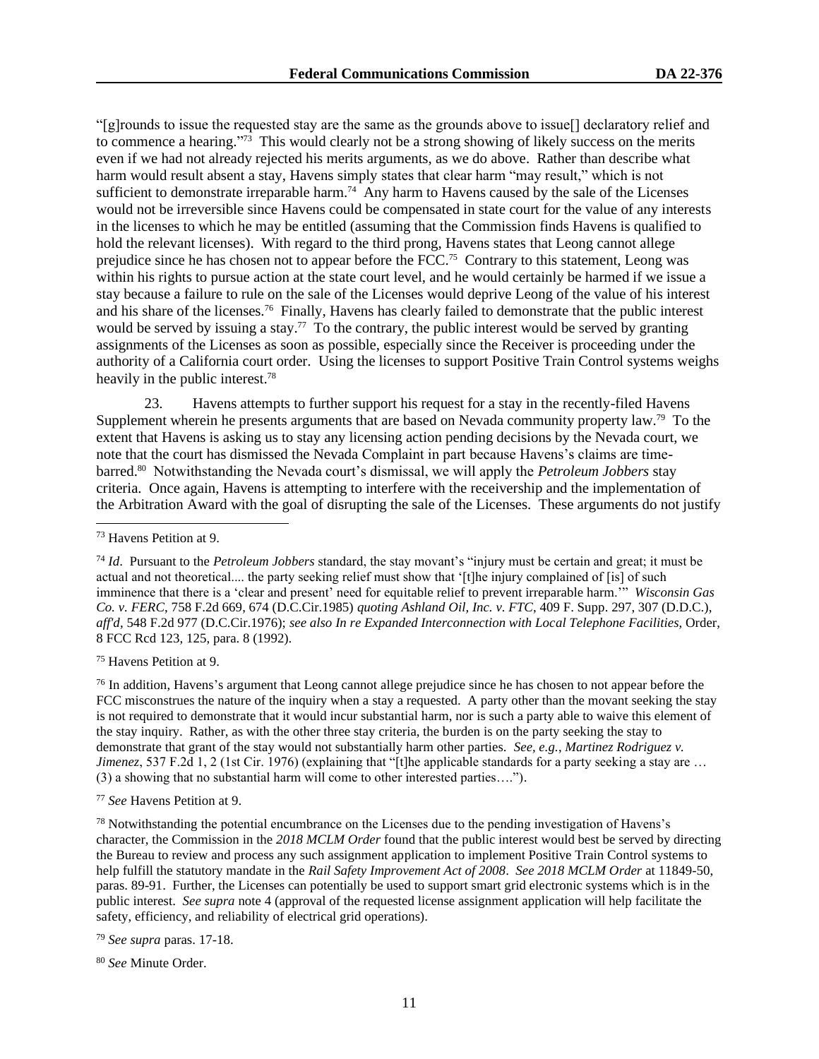"[g]rounds to issue the requested stay are the same as the grounds above to issue[] declaratory relief and to commence a hearing."[73] This would clearly not be a strong showing of likely success on the merits even if we had not already rejected his merits arguments, as we do above. Rather than describe what harm would result absent a stay, Havens simply states that clear harm "may result," which is not sufficient to demonstrate irreparable harm.[74] Any harm to Havens caused by the sale of the Licenses would not be irreversible since Havens could be compensated in state court for the value of any interests in the licenses to which he may be entitled (assuming that the Commission finds Havens is qualified to hold the relevant licenses). With regard to the third prong, Havens states that Leong cannot allege prejudice since he has chosen not to appear before the FCC.[75] Contrary to this statement, Leong was within his rights to pursue action at the state court level, and he would certainly be harmed if we issue a stay because a failure to rule on the sale of the Licenses would deprive Leong of the value of his interest and his share of the licenses.[76] Finally, Havens has clearly failed to demonstrate that the public interest would be served by issuing a stay.[77] To the contrary, the public interest would be served by granting assignments of the Licenses as soon as possible, especially since the Receiver is proceeding under the authority of a California court order. Using the licenses to support Positive Train Control systems weighs heavily in the public interest.[78]

23. Havens attempts to further support his request for a stay in the recently-filed Havens Supplement wherein he presents arguments that are based on Nevada community property law.[79] To the extent that Havens is asking us to stay any licensing action pending decisions by the Nevada court, we note that the court has dismissed the Nevada Complaint in part because Havens's claims are time-barred.[80] Notwithstanding the Nevada court's dismissal, we will apply the *Petroleum Jobbers* stay criteria. Once again, Havens is attempting to interfere with the receivership and the implementation of the Arbitration Award with the goal of disrupting the sale of the Licenses. These arguments do not justify

---

[73] Havens Petition at 9.

[74] *Id*. Pursuant to the *Petroleum Jobbers* standard, the stay movant's "injury must be certain and great; it must be actual and not theoretical.... the party seeking relief must show that '[t]he injury complained of [is] of such imminence that there is a 'clear and present' need for equitable relief to prevent irreparable harm.'" *Wisconsin Gas Co. v. FERC*, 758 F.2d 669, 674 (D.C.Cir.1985) *quoting Ashland Oil, Inc. v. FTC*, 409 F. Supp. 297, 307 (D.D.C.), *aff'd*, 548 F.2d 977 (D.C.Cir.1976); *see also In re Expanded Interconnection with Local Telephone Facilities*, Order, 8 FCC Rcd 123, 125, para. 8 (1992).

[75] Havens Petition at 9.

[76] In addition, Havens's argument that Leong cannot allege prejudice since he has chosen to not appear before the FCC misconstrues the nature of the inquiry when a stay a requested. A party other than the movant seeking the stay is not required to demonstrate that it would incur substantial harm, nor is such a party able to waive this element of the stay inquiry. Rather, as with the other three stay criteria, the burden is on the party seeking the stay to demonstrate that grant of the stay would not substantially harm other parties. *See, e.g.*, *Martinez Rodriguez v. Jimenez*, 537 F.2d 1, 2 (1st Cir. 1976) (explaining that "[t]he applicable standards for a party seeking a stay are … (3) a showing that no substantial harm will come to other interested parties….").

[77] *See* Havens Petition at 9.

[78] Notwithstanding the potential encumbrance on the Licenses due to the pending investigation of Havens's character, the Commission in the *2018 MCLM Order* found that the public interest would best be served by directing the Bureau to review and process any such assignment application to implement Positive Train Control systems to help fulfill the statutory mandate in the *Rail Safety Improvement Act of 2008*. *See 2018 MCLM Order* at 11849-50, paras. 89-91. Further, the Licenses can potentially be used to support smart grid electronic systems which is in the public interest. *See supra* note 4 (approval of the requested license assignment application will help facilitate the safety, efficiency, and reliability of electrical grid operations).

[79] *See supra* paras. 17-18.

[80] *See* Minute Order.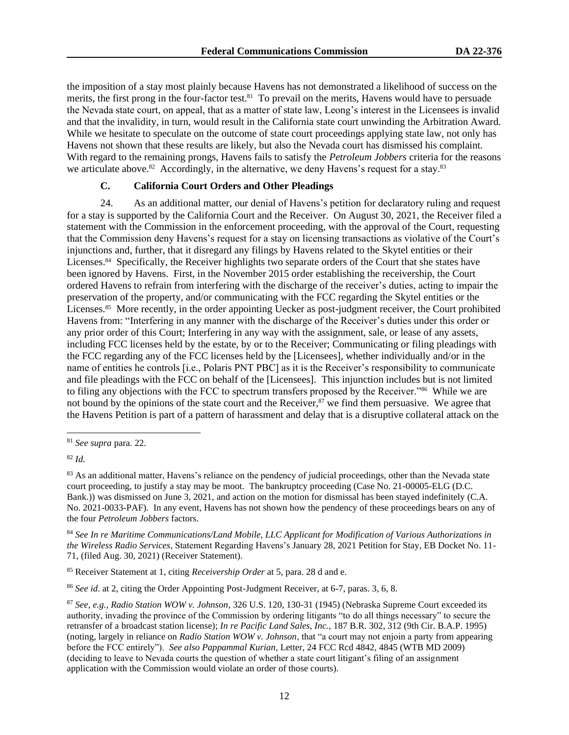the imposition of a stay most plainly because Havens has not demonstrated a likelihood of success on the merits, the first prong in the four-factor test.[81] To prevail on the merits, Havens would have to persuade the Nevada state court, on appeal, that as a matter of state law, Leong's interest in the Licensees is invalid and that the invalidity, in turn, would result in the California state court unwinding the Arbitration Award. While we hesitate to speculate on the outcome of state court proceedings applying state law, not only has Havens not shown that these results are likely, but also the Nevada court has dismissed his complaint. With regard to the remaining prongs, Havens fails to satisfy the *Petroleum Jobbers* criteria for the reasons we articulate above.[82] Accordingly, in the alternative, we deny Havens's request for a stay.[83]

### C. California Court Orders and Other Pleadings

24. As an additional matter, our denial of Havens's petition for declaratory ruling and request for a stay is supported by the California Court and the Receiver. On August 30, 2021, the Receiver filed a statement with the Commission in the enforcement proceeding, with the approval of the Court, requesting that the Commission deny Havens's request for a stay on licensing transactions as violative of the Court's injunctions and, further, that it disregard any filings by Havens related to the Skytel entities or their Licenses.[84] Specifically, the Receiver highlights two separate orders of the Court that she states have been ignored by Havens. First, in the November 2015 order establishing the receivership, the Court ordered Havens to refrain from interfering with the discharge of the receiver's duties, acting to impair the preservation of the property, and/or communicating with the FCC regarding the Skytel entities or the Licenses.[85] More recently, in the order appointing Uecker as post-judgment receiver, the Court prohibited Havens from: "Interfering in any manner with the discharge of the Receiver's duties under this order or any prior order of this Court; Interfering in any way with the assignment, sale, or lease of any assets, including FCC licenses held by the estate, by or to the Receiver; Communicating or filing pleadings with the FCC regarding any of the FCC licenses held by the [Licensees], whether individually and/or in the name of entities he controls [i.e., Polaris PNT PBC] as it is the Receiver's responsibility to communicate and file pleadings with the FCC on behalf of the [Licensees]. This injunction includes but is not limited to filing any objections with the FCC to spectrum transfers proposed by the Receiver."[86] While we are not bound by the opinions of the state court and the Receiver,[87] we find them persuasive. We agree that the Havens Petition is part of a pattern of harassment and delay that is a disruptive collateral attack on the

---

[81] *See supra* para. 22.

[82] *Id.*

[83] As an additional matter, Havens's reliance on the pendency of judicial proceedings, other than the Nevada state court proceeding, to justify a stay may be moot. The bankruptcy proceeding (Case No. 21-00005-ELG (D.C. Bank.)) was dismissed on June 3, 2021, and action on the motion for dismissal has been stayed indefinitely (C.A. No. 2021-0033-PAF). In any event, Havens has not shown how the pendency of these proceedings bears on any of the four *Petroleum Jobbers* factors.

[84] *See In re Maritime Communications/Land Mobile, LLC Applicant for Modification of Various Authorizations in the Wireless Radio Services*, Statement Regarding Havens's January 28, 2021 Petition for Stay, EB Docket No. 11-71, (filed Aug. 30, 2021) (Receiver Statement).

[85] Receiver Statement at 1, citing *Receivership Order* at 5, para. 28 d and e.

[86] *See id*. at 2, citing the Order Appointing Post-Judgment Receiver, at 6-7, paras. 3, 6, 8.

[87] *See, e.g., Radio Station WOW v. Johnson*, 326 U.S. 120, 130-31 (1945) (Nebraska Supreme Court exceeded its authority, invading the province of the Commission by ordering litigants "to do all things necessary" to secure the retransfer of a broadcast station license); *In re Pacific Land Sales, Inc.*, 187 B.R. 302, 312 (9th Cir. B.A.P. 1995) (noting, largely in reliance on *Radio Station WOW v. Johnson*, that "a court may not enjoin a party from appearing before the FCC entirely"). *See also Pappammal Kurian*, Letter, 24 FCC Rcd 4842, 4845 (WTB MD 2009) (deciding to leave to Nevada courts the question of whether a state court litigant's filing of an assignment application with the Commission would violate an order of those courts).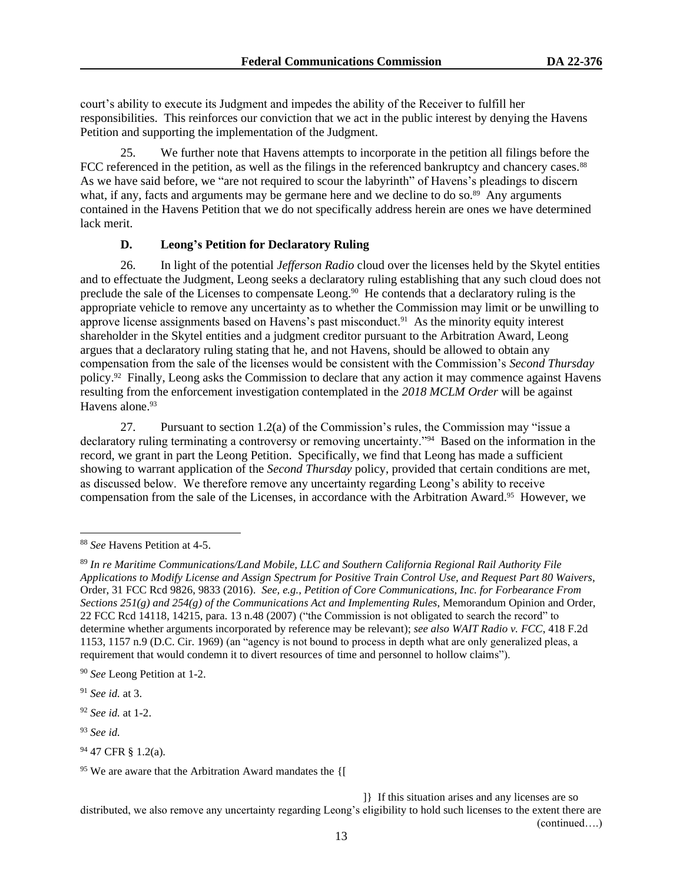court's ability to execute its Judgment and impedes the ability of the Receiver to fulfill her responsibilities. This reinforces our conviction that we act in the public interest by denying the Havens Petition and supporting the implementation of the Judgment.

25. We further note that Havens attempts to incorporate in the petition all filings before the FCC referenced in the petition, as well as the filings in the referenced bankruptcy and chancery cases.[88] As we have said before, we "are not required to scour the labyrinth" of Havens's pleadings to discern what, if any, facts and arguments may be germane here and we decline to do so.[89] Any arguments contained in the Havens Petition that we do not specifically address herein are ones we have determined lack merit.

### D. Leong's Petition for Declaratory Ruling

26. In light of the potential *Jefferson Radio* cloud over the licenses held by the Skytel entities and to effectuate the Judgment, Leong seeks a declaratory ruling establishing that any such cloud does not preclude the sale of the Licenses to compensate Leong.[90] He contends that a declaratory ruling is the appropriate vehicle to remove any uncertainty as to whether the Commission may limit or be unwilling to approve license assignments based on Havens's past misconduct.[91] As the minority equity interest shareholder in the Skytel entities and a judgment creditor pursuant to the Arbitration Award, Leong argues that a declaratory ruling stating that he, and not Havens, should be allowed to obtain any compensation from the sale of the licenses would be consistent with the Commission's *Second Thursday* policy.[92] Finally, Leong asks the Commission to declare that any action it may commence against Havens resulting from the enforcement investigation contemplated in the *2018 MCLM Order* will be against Havens alone.[93]

27. Pursuant to section 1.2(a) of the Commission's rules, the Commission may "issue a declaratory ruling terminating a controversy or removing uncertainty."[94] Based on the information in the record, we grant in part the Leong Petition. Specifically, we find that Leong has made a sufficient showing to warrant application of the *Second Thursday* policy, provided that certain conditions are met, as discussed below. We therefore remove any uncertainty regarding Leong's ability to receive compensation from the sale of the Licenses, in accordance with the Arbitration Award.[95] However, we

---

[88] *See* Havens Petition at 4-5.

[89] *In re Maritime Communications/Land Mobile, LLC and Southern California Regional Rail Authority File Applications to Modify License and Assign Spectrum for Positive Train Control Use, and Request Part 80 Waivers*, Order, 31 FCC Rcd 9826, 9833 (2016). *See, e.g., Petition of Core Communications, Inc. for Forbearance From Sections 251(g) and 254(g) of the Communications Act and Implementing Rules*, Memorandum Opinion and Order, 22 FCC Rcd 14118, 14215, para. 13 n.48 (2007) ("the Commission is not obligated to search the record" to determine whether arguments incorporated by reference may be relevant); *see also WAIT Radio v. FCC*, 418 F.2d 1153, 1157 n.9 (D.C. Cir. 1969) (an "agency is not bound to process in depth what are only generalized pleas, a requirement that would condemn it to divert resources of time and personnel to hollow claims").

[90] *See* Leong Petition at 1-2.

[91] *See id.* at 3.

[92] *See id.* at 1-2.

[93] *See id.*

[94] 47 CFR § 1.2(a).

[95] We are aware that the Arbitration Award mandates the {[

]} If this situation arises and any licenses are so distributed, we also remove any uncertainty regarding Leong's eligibility to hold such licenses to the extent there are (continued….)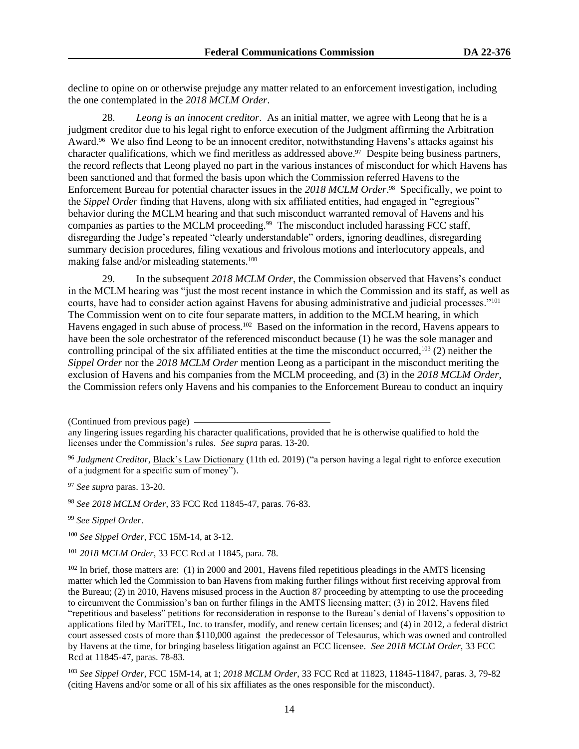decline to opine on or otherwise prejudge any matter related to an enforcement investigation, including the one contemplated in the *2018 MCLM Order*.

28. *Leong is an innocent creditor*. As an initial matter, we agree with Leong that he is a judgment creditor due to his legal right to enforce execution of the Judgment affirming the Arbitration Award.[96] We also find Leong to be an innocent creditor, notwithstanding Havens's attacks against his character qualifications, which we find meritless as addressed above.[97] Despite being business partners, the record reflects that Leong played no part in the various instances of misconduct for which Havens has been sanctioned and that formed the basis upon which the Commission referred Havens to the Enforcement Bureau for potential character issues in the *2018 MCLM Order*.[98] Specifically, we point to the *Sippel Order* finding that Havens, along with six affiliated entities, had engaged in "egregious" behavior during the MCLM hearing and that such misconduct warranted removal of Havens and his companies as parties to the MCLM proceeding.[99] The misconduct included harassing FCC staff, disregarding the Judge's repeated "clearly understandable" orders, ignoring deadlines, disregarding summary decision procedures, filing vexatious and frivolous motions and interlocutory appeals, and making false and/or misleading statements.[100]

29. In the subsequent *2018 MCLM Order*, the Commission observed that Havens's conduct in the MCLM hearing was "just the most recent instance in which the Commission and its staff, as well as courts, have had to consider action against Havens for abusing administrative and judicial processes."[101] The Commission went on to cite four separate matters, in addition to the MCLM hearing, in which Havens engaged in such abuse of process.[102] Based on the information in the record, Havens appears to have been the sole orchestrator of the referenced misconduct because (1) he was the sole manager and controlling principal of the six affiliated entities at the time the misconduct occurred,[103] (2) neither the *Sippel Order* nor the *2018 MCLM Order* mention Leong as a participant in the misconduct meriting the exclusion of Havens and his companies from the MCLM proceeding, and (3) in the *2018 MCLM Order*, the Commission refers only Havens and his companies to the Enforcement Bureau to conduct an inquiry

(Continued from previous page)

any lingering issues regarding his character qualifications, provided that he is otherwise qualified to hold the licenses under the Commission's rules. *See supra* paras. 13-20.

[96] *Judgment Creditor*, Black's Law Dictionary (11th ed. 2019) ("a person having a legal right to enforce execution of a judgment for a specific sum of money").

[97] *See supra* paras. 13-20.

[98] *See 2018 MCLM Order*, 33 FCC Rcd 11845-47, paras. 76-83.

[99] *See Sippel Order*.

[100] *See Sippel Order*, FCC 15M-14, at 3-12.

[101] *2018 MCLM Order*, 33 FCC Rcd at 11845, para. 78.

[102] In brief, those matters are: (1) in 2000 and 2001, Havens filed repetitious pleadings in the AMTS licensing matter which led the Commission to ban Havens from making further filings without first receiving approval from the Bureau; (2) in 2010, Havens misused process in the Auction 87 proceeding by attempting to use the proceeding to circumvent the Commission's ban on further filings in the AMTS licensing matter; (3) in 2012, Havens filed "repetitious and baseless" petitions for reconsideration in response to the Bureau's denial of Havens's opposition to applications filed by MariTEL, Inc. to transfer, modify, and renew certain licenses; and (4) in 2012, a federal district court assessed costs of more than $110,000 against the predecessor of Telesaurus, which was owned and controlled by Havens at the time, for bringing baseless litigation against an FCC licensee. *See 2018 MCLM Order*, 33 FCC Rcd at 11845-47, paras. 78-83.

[103] *See Sippel Order*, FCC 15M-14, at 1; *2018 MCLM Order*, 33 FCC Rcd at 11823, 11845-11847, paras. 3, 79-82 (citing Havens and/or some or all of his six affiliates as the ones responsible for the misconduct).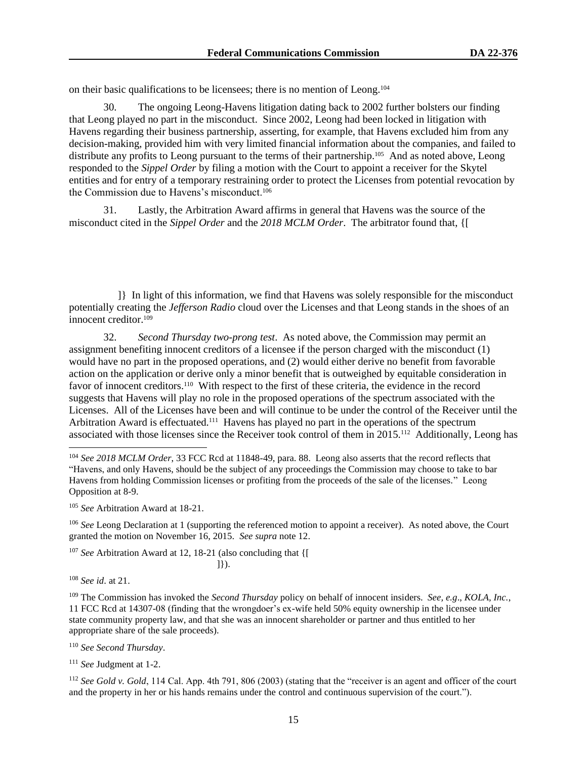on their basic qualifications to be licensees; there is no mention of Leong.[104]

30. The ongoing Leong-Havens litigation dating back to 2002 further bolsters our finding that Leong played no part in the misconduct. Since 2002, Leong had been locked in litigation with Havens regarding their business partnership, asserting, for example, that Havens excluded him from any decision-making, provided him with very limited financial information about the companies, and failed to distribute any profits to Leong pursuant to the terms of their partnership.[105] And as noted above, Leong responded to the *Sippel Order* by filing a motion with the Court to appoint a receiver for the Skytel entities and for entry of a temporary restraining order to protect the Licenses from potential revocation by the Commission due to Havens's misconduct.[106]

31. Lastly, the Arbitration Award affirms in general that Havens was the source of the misconduct cited in the *Sippel Order* and the *2018 MCLM Order*. The arbitrator found that, {[

]} In light of this information, we find that Havens was solely responsible for the misconduct potentially creating the *Jefferson Radio* cloud over the Licenses and that Leong stands in the shoes of an innocent creditor.[109]

32. *Second Thursday two-prong test*. As noted above, the Commission may permit an assignment benefiting innocent creditors of a licensee if the person charged with the misconduct (1) would have no part in the proposed operations, and (2) would either derive no benefit from favorable action on the application or derive only a minor benefit that is outweighed by equitable consideration in favor of innocent creditors.[110] With respect to the first of these criteria, the evidence in the record suggests that Havens will play no role in the proposed operations of the spectrum associated with the Licenses. All of the Licenses have been and will continue to be under the control of the Receiver until the Arbitration Award is effectuated.[111] Havens has played no part in the operations of the spectrum associated with those licenses since the Receiver took control of them in 2015.[112] Additionally, Leong has

---

[104] *See 2018 MCLM Order*, 33 FCC Rcd at 11848-49, para. 88. Leong also asserts that the record reflects that "Havens, and only Havens, should be the subject of any proceedings the Commission may choose to take to bar Havens from holding Commission licenses or profiting from the proceeds of the sale of the licenses." Leong Opposition at 8-9.

[105] *See* Arbitration Award at 18-21.

[106] *See* Leong Declaration at 1 (supporting the referenced motion to appoint a receiver). As noted above, the Court granted the motion on November 16, 2015. *See supra* note 12.

[107] *See* Arbitration Award at 12, 18-21 (also concluding that {[
]}).

[108] *See id*. at 21.

[109] The Commission has invoked the *Second Thursday* policy on behalf of innocent insiders. *See, e.g*., *KOLA, Inc.*, 11 FCC Rcd at 14307-08 (finding that the wrongdoer's ex-wife held 50% equity ownership in the licensee under state community property law, and that she was an innocent shareholder or partner and thus entitled to her appropriate share of the sale proceeds).

[110] *See Second Thursday*.

[111] *See* Judgment at 1-2.

[112] *See Gold v. Gold*, 114 Cal. App. 4th 791, 806 (2003) (stating that the "receiver is an agent and officer of the court and the property in her or his hands remains under the control and continuous supervision of the court.").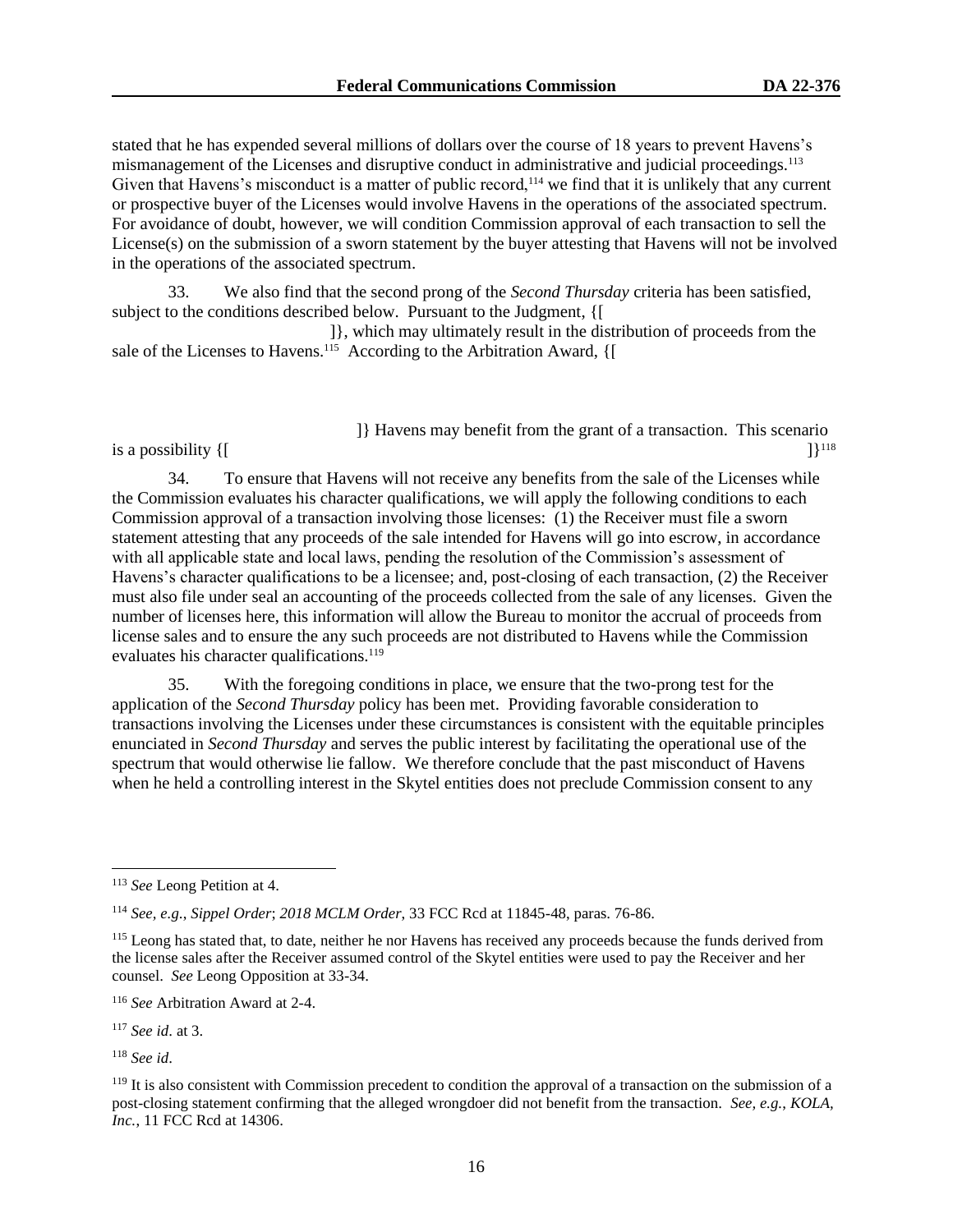stated that he has expended several millions of dollars over the course of 18 years to prevent Havens's mismanagement of the Licenses and disruptive conduct in administrative and judicial proceedings.[113] Given that Havens's misconduct is a matter of public record,[114] we find that it is unlikely that any current or prospective buyer of the Licenses would involve Havens in the operations of the associated spectrum. For avoidance of doubt, however, we will condition Commission approval of each transaction to sell the License(s) on the submission of a sworn statement by the buyer attesting that Havens will not be involved in the operations of the associated spectrum.

33. We also find that the second prong of the *Second Thursday* criteria has been satisfied, subject to the conditions described below. Pursuant to the Judgment, {[ ]}, which may ultimately result in the distribution of proceeds from the sale of the Licenses to Havens.[115] According to the Arbitration Award, {[ ]} Havens may benefit from the grant of a transaction. This scenario is a possibility {[ ]}[118]

34. To ensure that Havens will not receive any benefits from the sale of the Licenses while the Commission evaluates his character qualifications, we will apply the following conditions to each Commission approval of a transaction involving those licenses: (1) the Receiver must file a sworn statement attesting that any proceeds of the sale intended for Havens will go into escrow, in accordance with all applicable state and local laws, pending the resolution of the Commission's assessment of Havens's character qualifications to be a licensee; and, post-closing of each transaction, (2) the Receiver must also file under seal an accounting of the proceeds collected from the sale of any licenses. Given the number of licenses here, this information will allow the Bureau to monitor the accrual of proceeds from license sales and to ensure the any such proceeds are not distributed to Havens while the Commission evaluates his character qualifications.[119]

35. With the foregoing conditions in place, we ensure that the two-prong test for the application of the *Second Thursday* policy has been met. Providing favorable consideration to transactions involving the Licenses under these circumstances is consistent with the equitable principles enunciated in *Second Thursday* and serves the public interest by facilitating the operational use of the spectrum that would otherwise lie fallow. We therefore conclude that the past misconduct of Havens when he held a controlling interest in the Skytel entities does not preclude Commission consent to any

---

[113] *See* Leong Petition at 4.

[114] *See, e.g.*, *Sippel Order*; *2018 MCLM Order*, 33 FCC Rcd at 11845-48, paras. 76-86.

[115] Leong has stated that, to date, neither he nor Havens has received any proceeds because the funds derived from the license sales after the Receiver assumed control of the Skytel entities were used to pay the Receiver and her counsel. *See* Leong Opposition at 33-34.

[116] *See* Arbitration Award at 2-4.

[117] *See id*. at 3.

[118] *See id*.

[119] It is also consistent with Commission precedent to condition the approval of a transaction on the submission of a post-closing statement confirming that the alleged wrongdoer did not benefit from the transaction. *See, e.g.*, *KOLA, Inc.*, 11 FCC Rcd at 14306.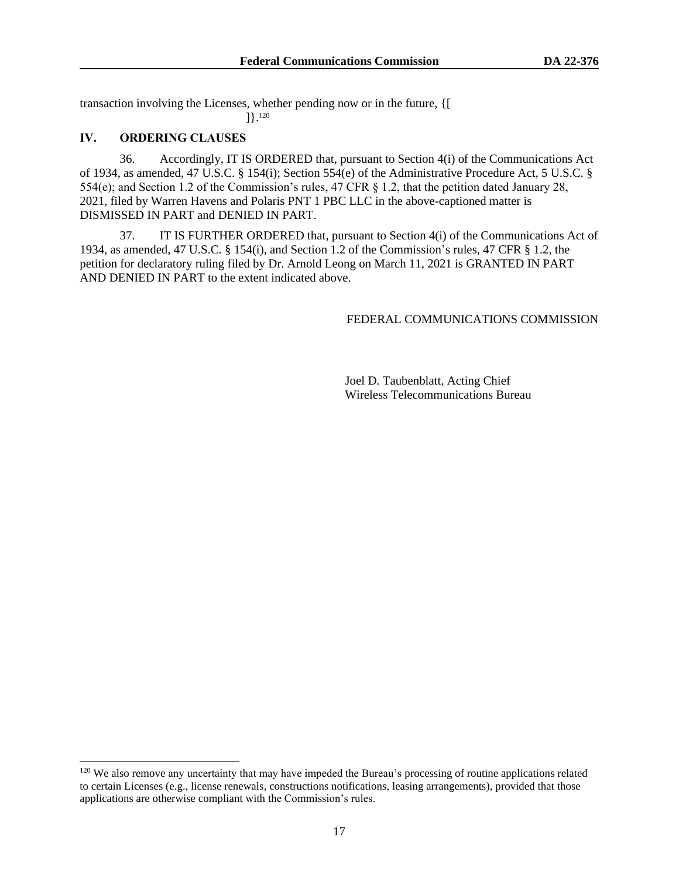transaction involving the Licenses, whether pending now or in the future, {[

]}.[120]

## IV. ORDERING CLAUSES

36. Accordingly, IT IS ORDERED that, pursuant to Section 4(i) of the Communications Act of 1934, as amended, 47 U.S.C. § 154(i); Section 554(e) of the Administrative Procedure Act, 5 U.S.C. § 554(e); and Section 1.2 of the Commission's rules, 47 CFR § 1.2, that the petition dated January 28, 2021, filed by Warren Havens and Polaris PNT 1 PBC LLC in the above-captioned matter is DISMISSED IN PART and DENIED IN PART.

37. IT IS FURTHER ORDERED that, pursuant to Section 4(i) of the Communications Act of 1934, as amended, 47 U.S.C. § 154(i), and Section 1.2 of the Commission's rules, 47 CFR § 1.2, the petition for declaratory ruling filed by Dr. Arnold Leong on March 11, 2021 is GRANTED IN PART AND DENIED IN PART to the extent indicated above.

FEDERAL COMMUNICATIONS COMMISSION

Joel D. Taubenblatt, Acting Chief
Wireless Telecommunications Bureau

---

[120] We also remove any uncertainty that may have impeded the Bureau's processing of routine applications related to certain Licenses (e.g., license renewals, constructions notifications, leasing arrangements), provided that those applications are otherwise compliant with the Commission's rules.